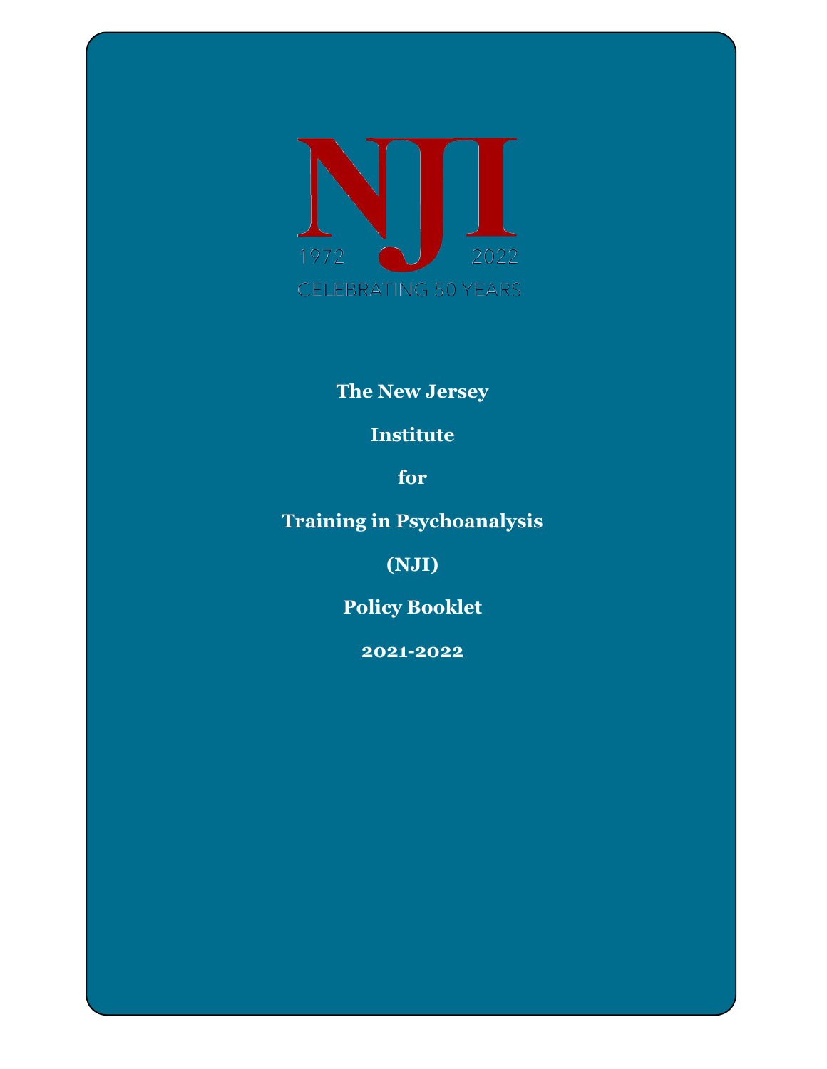NJI

1972 2022

CELEBRATING 50 YEARS

# The New Jersey Institute for Training in Psychoanalysis (NJI)

## Policy Booklet

## 2021-2022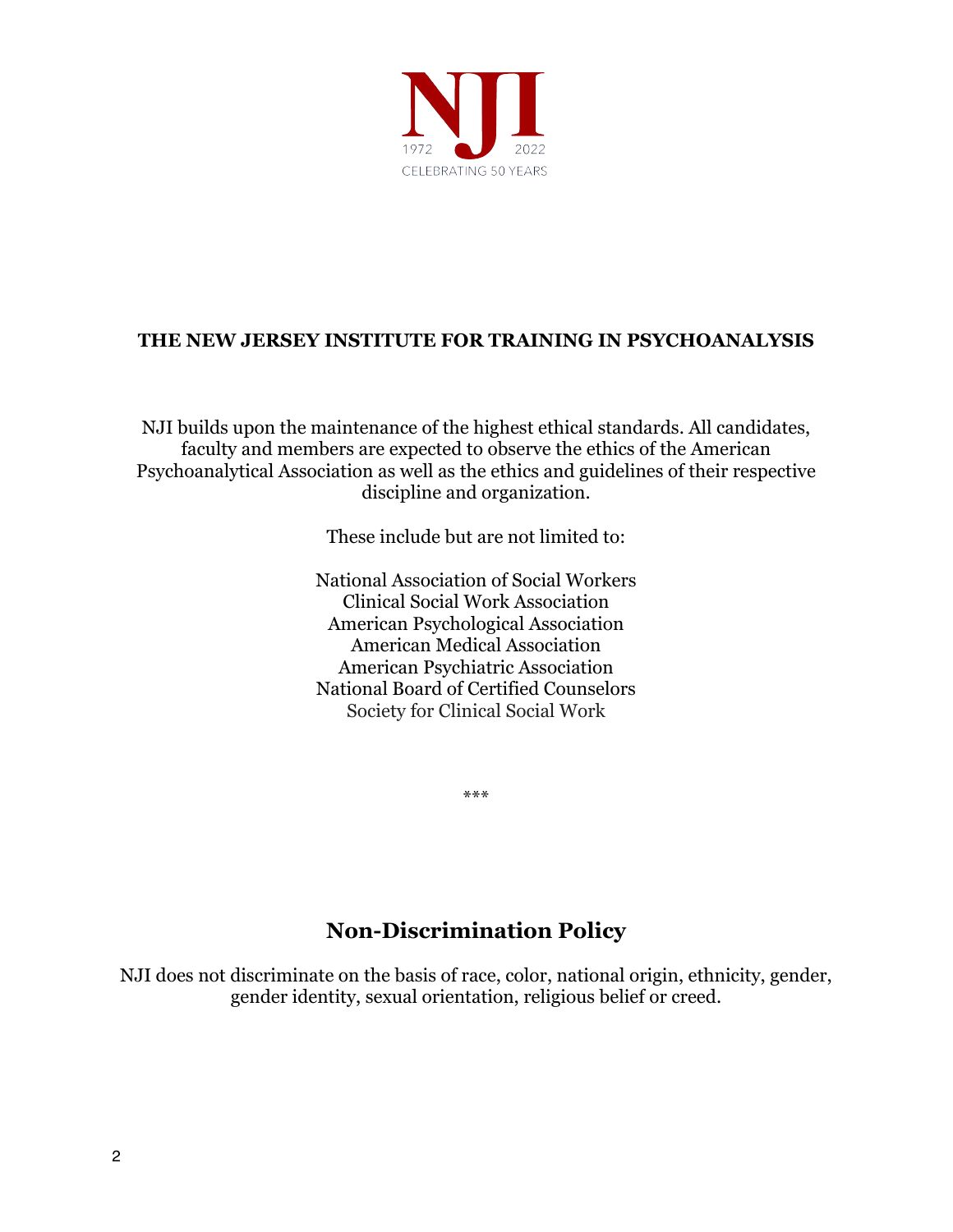NJI

1972 2022

CELEBRATING 50 YEARS

**THE NEW JERSEY INSTITUTE FOR TRAINING IN PSYCHOANALYSIS**

NJI builds upon the maintenance of the highest ethical standards. All candidates, faculty and members are expected to observe the ethics of the American Psychoanalytical Association as well as the ethics and guidelines of their respective discipline and organization.

These include but are not limited to:

National Association of Social Workers
Clinical Social Work Association
American Psychological Association
American Medical Association
American Psychiatric Association
National Board of Certified Counselors
Society for Clinical Social Work

***

## Non-Discrimination Policy

NJI does not discriminate on the basis of race, color, national origin, ethnicity, gender, gender identity, sexual orientation, religious belief or creed.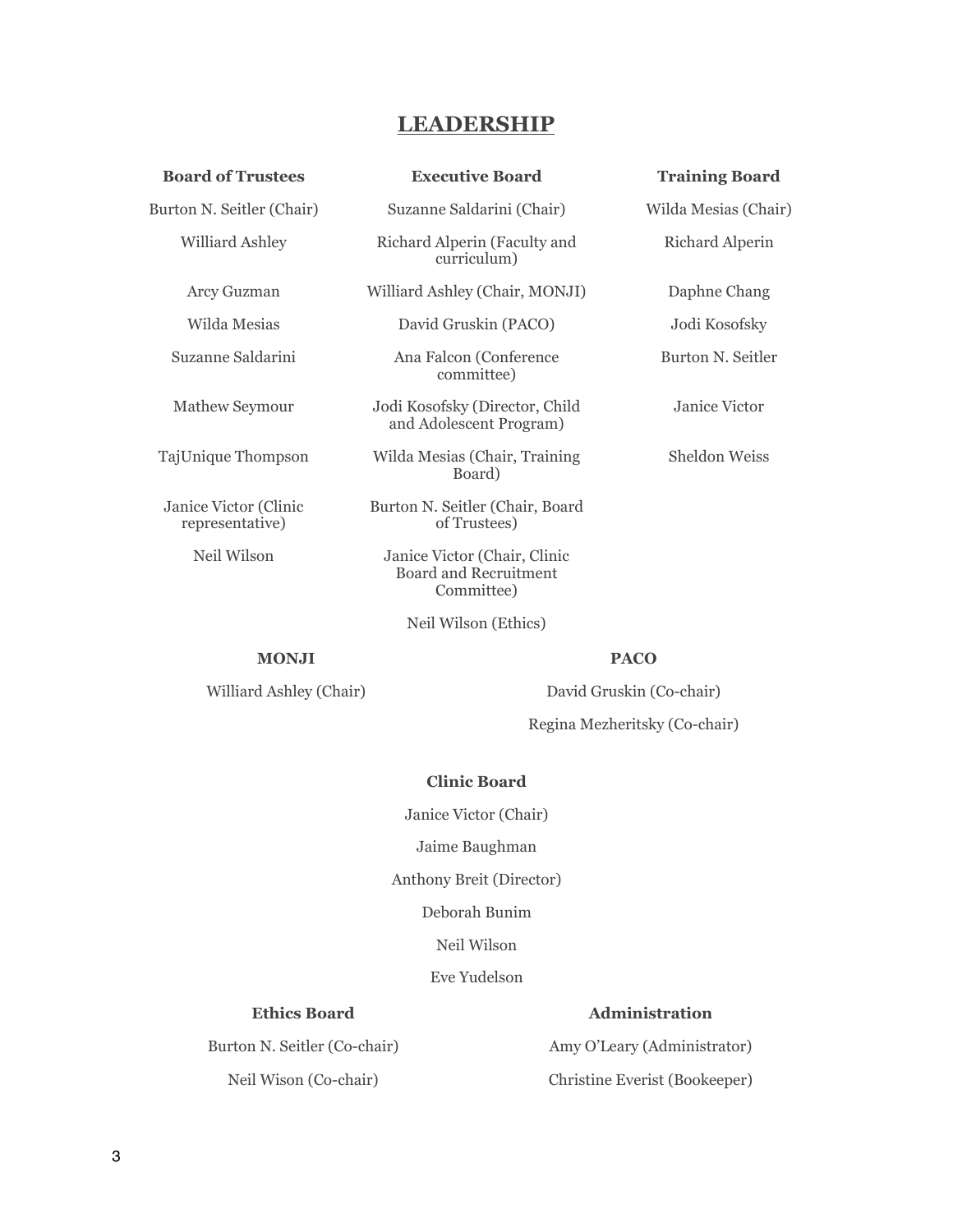# LEADERSHIP

### Board of Trustees

Burton N. Seitler (Chair)

Williard Ashley

Arcy Guzman

Wilda Mesias

Suzanne Saldarini

Mathew Seymour

TajUnique Thompson

Janice Victor (Clinic representative)

Neil Wilson

### Executive Board

Suzanne Saldarini (Chair)

Richard Alperin (Faculty and curriculum)

Williard Ashley (Chair, MONJI)

David Gruskin (PACO)

Ana Falcon (Conference committee)

Jodi Kosofsky (Director, Child and Adolescent Program)

Wilda Mesias (Chair, Training Board)

Burton N. Seitler (Chair, Board of Trustees)

Janice Victor (Chair, Clinic Board and Recruitment Committee)

Neil Wilson (Ethics)

### Training Board

Wilda Mesias (Chair)

Richard Alperin

Daphne Chang

Jodi Kosofsky

Burton N. Seitler

Janice Victor

Sheldon Weiss

### MONJI

Williard Ashley (Chair)

### PACO

David Gruskin (Co-chair)

Regina Mezheritsky (Co-chair)

### Clinic Board

Janice Victor (Chair)

Jaime Baughman

Anthony Breit (Director)

Deborah Bunim

Neil Wilson

Eve Yudelson

### Ethics Board

Burton N. Seitler (Co-chair)

Neil Wison (Co-chair)

### Administration

Amy O'Leary (Administrator)

Christine Everist (Bookeeper)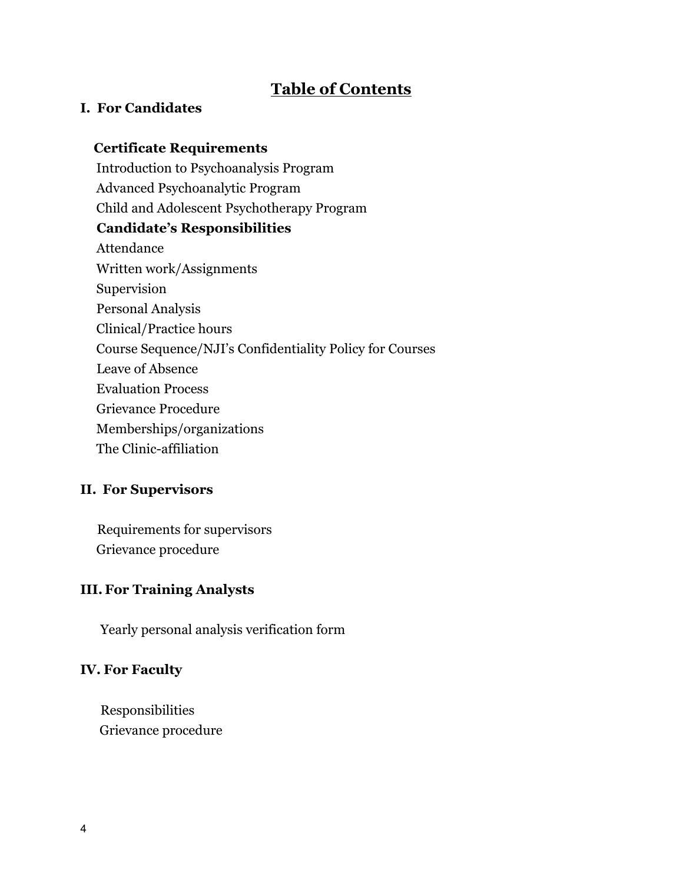# Table of Contents

## I. For Candidates

**Certificate Requirements**

Introduction to Psychoanalysis Program
Advanced Psychoanalytic Program
Child and Adolescent Psychotherapy Program

**Candidate's Responsibilities**

Attendance
Written work/Assignments
Supervision
Personal Analysis
Clinical/Practice hours
Course Sequence/NJI's Confidentiality Policy for Courses
Leave of Absence
Evaluation Process
Grievance Procedure
Memberships/organizations
The Clinic-affiliation

## II. For Supervisors

Requirements for supervisors
Grievance procedure

## III. For Training Analysts

Yearly personal analysis verification form

## IV. For Faculty

Responsibilities
Grievance procedure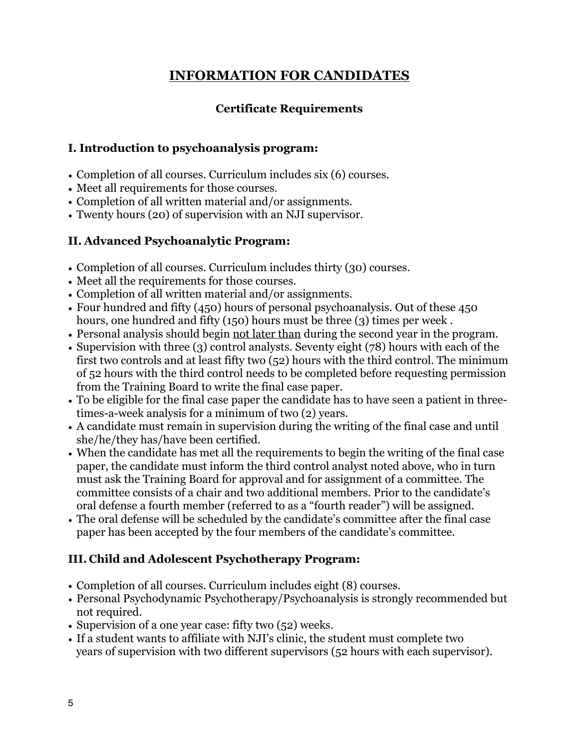# INFORMATION FOR CANDIDATES

## Certificate Requirements

### I. Introduction to psychoanalysis program:

- Completion of all courses. Curriculum includes six (6) courses.
- Meet all requirements for those courses.
- Completion of all written material and/or assignments.
- Twenty hours (20) of supervision with an NJI supervisor.

### II. Advanced Psychoanalytic Program:

- Completion of all courses. Curriculum includes thirty (30) courses.
- Meet all the requirements for those courses.
- Completion of all written material and/or assignments.
- Four hundred and fifty (450) hours of personal psychoanalysis. Out of these 450 hours, one hundred and fifty (150) hours must be three (3) times per week .
- Personal analysis should begin <u>not later than</u> during the second year in the program.
- Supervision with three (3) control analysts. Seventy eight (78) hours with each of the first two controls and at least fifty two (52) hours with the third control. The minimum of 52 hours with the third control needs to be completed before requesting permission from the Training Board to write the final case paper.
- To be eligible for the final case paper the candidate has to have seen a patient in three-times-a-week analysis for a minimum of two (2) years.
- A candidate must remain in supervision during the writing of the final case and until she/he/they has/have been certified.
- When the candidate has met all the requirements to begin the writing of the final case paper, the candidate must inform the third control analyst noted above, who in turn must ask the Training Board for approval and for assignment of a committee. The committee consists of a chair and two additional members. Prior to the candidate's oral defense a fourth member (referred to as a "fourth reader") will be assigned.
- The oral defense will be scheduled by the candidate's committee after the final case paper has been accepted by the four members of the candidate's committee.

### III. Child and Adolescent Psychotherapy Program:

- Completion of all courses. Curriculum includes eight (8) courses.
- Personal Psychodynamic Psychotherapy/Psychoanalysis is strongly recommended but not required.
- Supervision of a one year case: fifty two (52) weeks.
- If a student wants to affiliate with NJI's clinic, the student must complete two years of supervision with two different supervisors (52 hours with each supervisor).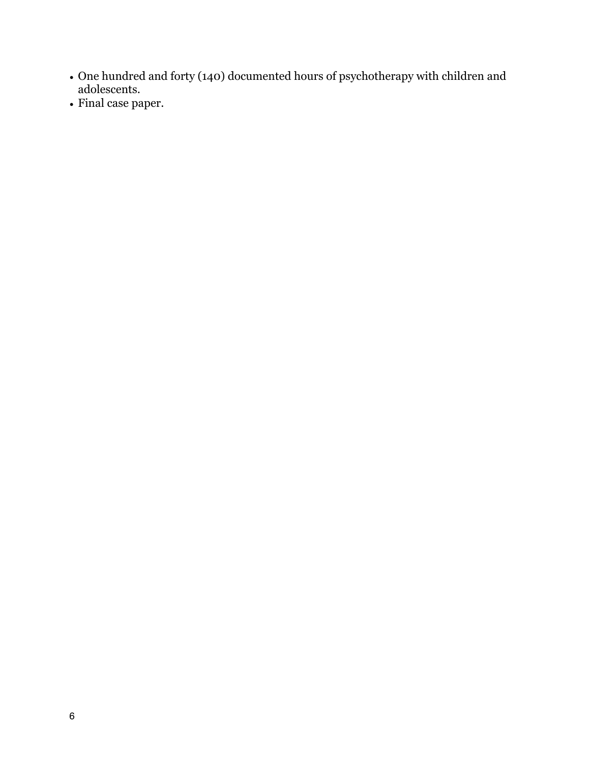- One hundred and forty (140) documented hours of psychotherapy with children and adolescents.
- Final case paper.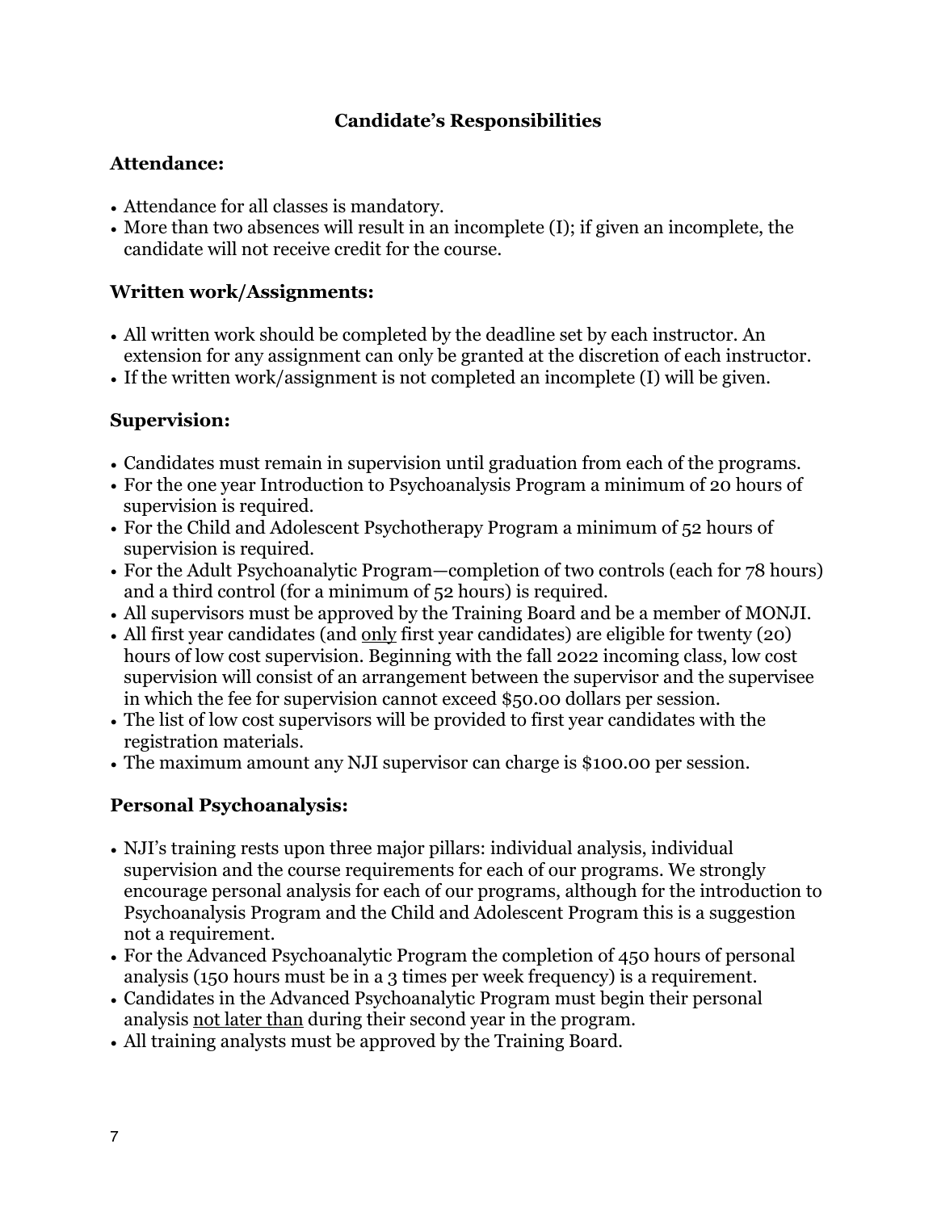## Candidate's Responsibilities

### Attendance:

- Attendance for all classes is mandatory.
- More than two absences will result in an incomplete (I); if given an incomplete, the candidate will not receive credit for the course.

### Written work/Assignments:

- All written work should be completed by the deadline set by each instructor. An extension for any assignment can only be granted at the discretion of each instructor.
- If the written work/assignment is not completed an incomplete (I) will be given.

### Supervision:

- Candidates must remain in supervision until graduation from each of the programs.
- For the one year Introduction to Psychoanalysis Program a minimum of 20 hours of supervision is required.
- For the Child and Adolescent Psychotherapy Program a minimum of 52 hours of supervision is required.
- For the Adult Psychoanalytic Program—completion of two controls (each for 78 hours) and a third control (for a minimum of 52 hours) is required.
- All supervisors must be approved by the Training Board and be a member of MONJI.
- All first year candidates (and <u>only</u> first year candidates) are eligible for twenty (20) hours of low cost supervision. Beginning with the fall 2022 incoming class, low cost supervision will consist of an arrangement between the supervisor and the supervisee in which the fee for supervision cannot exceed $50.00 dollars per session.
- The list of low cost supervisors will be provided to first year candidates with the registration materials.
- The maximum amount any NJI supervisor can charge is $100.00 per session.

### Personal Psychoanalysis:

- NJI's training rests upon three major pillars: individual analysis, individual supervision and the course requirements for each of our programs. We strongly encourage personal analysis for each of our programs, although for the introduction to Psychoanalysis Program and the Child and Adolescent Program this is a suggestion not a requirement.
- For the Advanced Psychoanalytic Program the completion of 450 hours of personal analysis (150 hours must be in a 3 times per week frequency) is a requirement.
- Candidates in the Advanced Psychoanalytic Program must begin their personal analysis <u>not later than</u> during their second year in the program.
- All training analysts must be approved by the Training Board.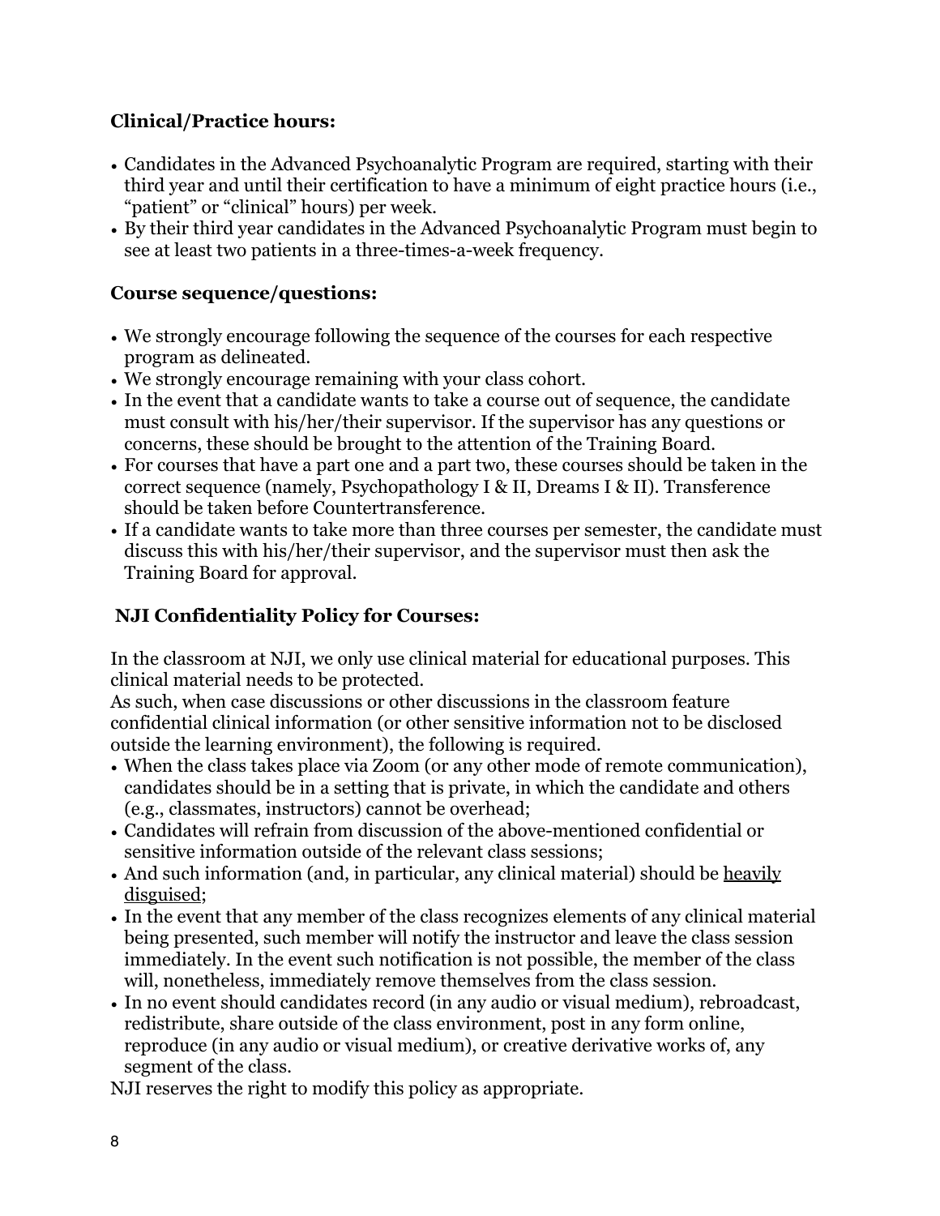**Clinical/Practice hours:**

- Candidates in the Advanced Psychoanalytic Program are required, starting with their third year and until their certification to have a minimum of eight practice hours (i.e., "patient" or "clinical" hours) per week.
- By their third year candidates in the Advanced Psychoanalytic Program must begin to see at least two patients in a three-times-a-week frequency.

**Course sequence/questions:**

- We strongly encourage following the sequence of the courses for each respective program as delineated.
- We strongly encourage remaining with your class cohort.
- In the event that a candidate wants to take a course out of sequence, the candidate must consult with his/her/their supervisor. If the supervisor has any questions or concerns, these should be brought to the attention of the Training Board.
- For courses that have a part one and a part two, these courses should be taken in the correct sequence (namely, Psychopathology I & II, Dreams I & II). Transference should be taken before Countertransference.
- If a candidate wants to take more than three courses per semester, the candidate must discuss this with his/her/their supervisor, and the supervisor must then ask the Training Board for approval.

**NJI Confidentiality Policy for Courses:**

In the classroom at NJI, we only use clinical material for educational purposes. This clinical material needs to be protected.
As such, when case discussions or other discussions in the classroom feature confidential clinical information (or other sensitive information not to be disclosed outside the learning environment), the following is required.

- When the class takes place via Zoom (or any other mode of remote communication), candidates should be in a setting that is private, in which the candidate and others (e.g., classmates, instructors) cannot be overhead;
- Candidates will refrain from discussion of the above-mentioned confidential or sensitive information outside of the relevant class sessions;
- And such information (and, in particular, any clinical material) should be heavily disguised;
- In the event that any member of the class recognizes elements of any clinical material being presented, such member will notify the instructor and leave the class session immediately. In the event such notification is not possible, the member of the class will, nonetheless, immediately remove themselves from the class session.
- In no event should candidates record (in any audio or visual medium), rebroadcast, redistribute, share outside of the class environment, post in any form online, reproduce (in any audio or visual medium), or creative derivative works of, any segment of the class.

NJI reserves the right to modify this policy as appropriate.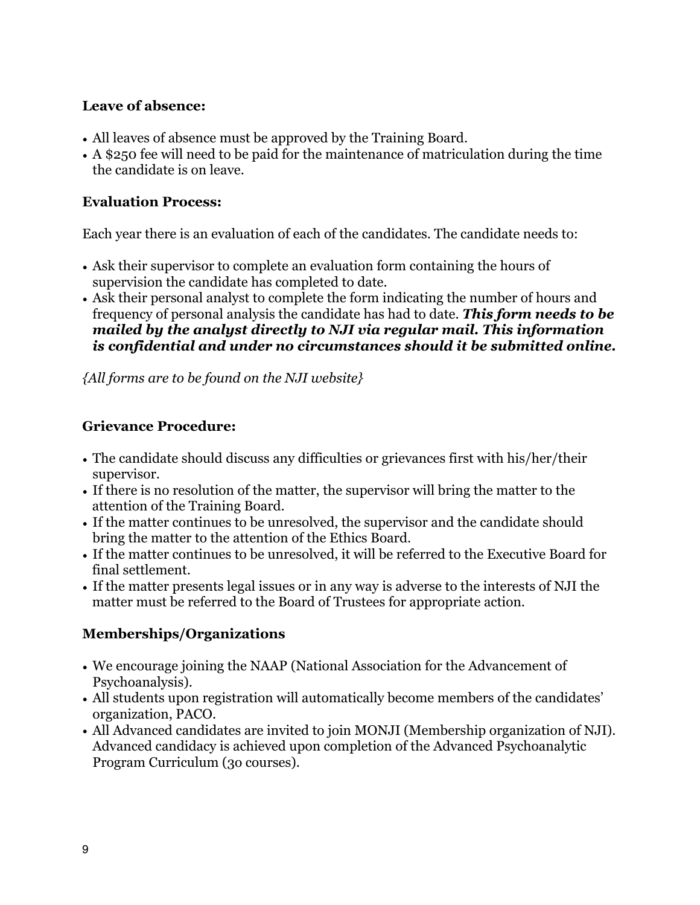### Leave of absence:

- All leaves of absence must be approved by the Training Board.
- A $250 fee will need to be paid for the maintenance of matriculation during the time the candidate is on leave.

### Evaluation Process:

Each year there is an evaluation of each of the candidates. The candidate needs to:

- Ask their supervisor to complete an evaluation form containing the hours of supervision the candidate has completed to date.
- Ask their personal analyst to complete the form indicating the number of hours and frequency of personal analysis the candidate has had to date. ***This form needs to be mailed by the analyst directly to NJI via regular mail. This information is confidential and under no circumstances should it be submitted online.***

*{All forms are to be found on the NJI website}*

### Grievance Procedure:

- The candidate should discuss any difficulties or grievances first with his/her/their supervisor.
- If there is no resolution of the matter, the supervisor will bring the matter to the attention of the Training Board.
- If the matter continues to be unresolved, the supervisor and the candidate should bring the matter to the attention of the Ethics Board.
- If the matter continues to be unresolved, it will be referred to the Executive Board for final settlement.
- If the matter presents legal issues or in any way is adverse to the interests of NJI the matter must be referred to the Board of Trustees for appropriate action.

### Memberships/Organizations

- We encourage joining the NAAP (National Association for the Advancement of Psychoanalysis).
- All students upon registration will automatically become members of the candidates' organization, PACO.
- All Advanced candidates are invited to join MONJI (Membership organization of NJI). Advanced candidacy is achieved upon completion of the Advanced Psychoanalytic Program Curriculum (30 courses).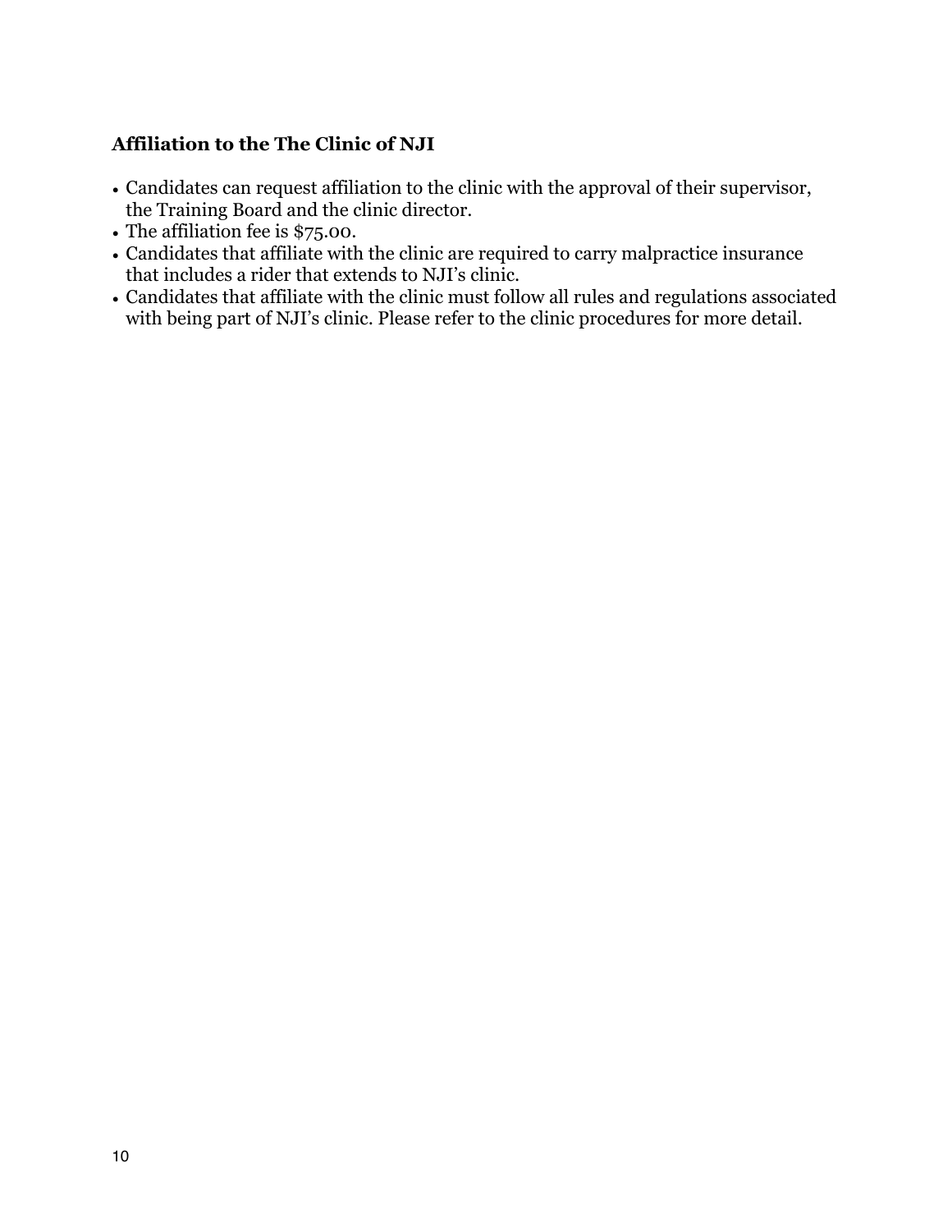### Affiliation to the The Clinic of NJI

- Candidates can request affiliation to the clinic with the approval of their supervisor, the Training Board and the clinic director.
- The affiliation fee is $75.00.
- Candidates that affiliate with the clinic are required to carry malpractice insurance that includes a rider that extends to NJI's clinic.
- Candidates that affiliate with the clinic must follow all rules and regulations associated with being part of NJI's clinic. Please refer to the clinic procedures for more detail.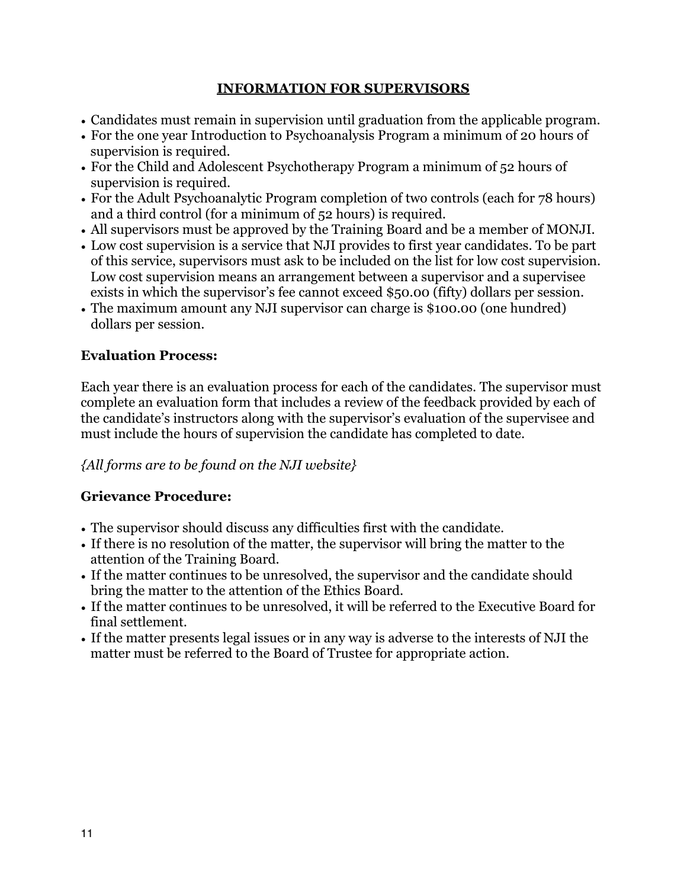## INFORMATION FOR SUPERVISORS

- Candidates must remain in supervision until graduation from the applicable program.
- For the one year Introduction to Psychoanalysis Program a minimum of 20 hours of supervision is required.
- For the Child and Adolescent Psychotherapy Program a minimum of 52 hours of supervision is required.
- For the Adult Psychoanalytic Program completion of two controls (each for 78 hours) and a third control (for a minimum of 52 hours) is required.
- All supervisors must be approved by the Training Board and be a member of MONJI.
- Low cost supervision is a service that NJI provides to first year candidates. To be part of this service, supervisors must ask to be included on the list for low cost supervision. Low cost supervision means an arrangement between a supervisor and a supervisee exists in which the supervisor's fee cannot exceed $50.00 (fifty) dollars per session.
- The maximum amount any NJI supervisor can charge is $100.00 (one hundred) dollars per session.

### Evaluation Process:

Each year there is an evaluation process for each of the candidates. The supervisor must complete an evaluation form that includes a review of the feedback provided by each of the candidate's instructors along with the supervisor's evaluation of the supervisee and must include the hours of supervision the candidate has completed to date.

*{All forms are to be found on the NJI website}*

### Grievance Procedure:

- The supervisor should discuss any difficulties first with the candidate.
- If there is no resolution of the matter, the supervisor will bring the matter to the attention of the Training Board.
- If the matter continues to be unresolved, the supervisor and the candidate should bring the matter to the attention of the Ethics Board.
- If the matter continues to be unresolved, it will be referred to the Executive Board for final settlement.
- If the matter presents legal issues or in any way is adverse to the interests of NJI the matter must be referred to the Board of Trustee for appropriate action.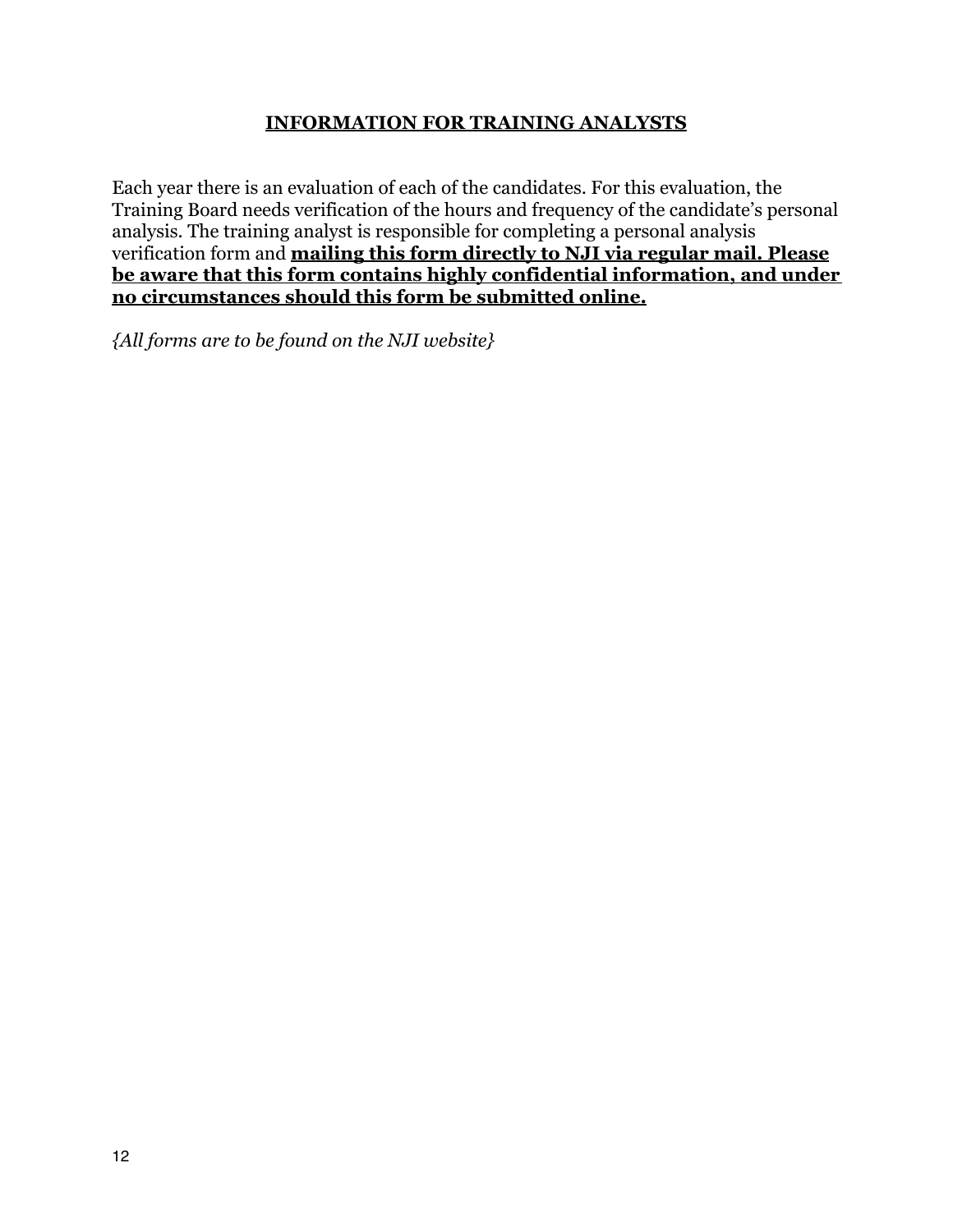## INFORMATION FOR TRAINING ANALYSTS

Each year there is an evaluation of each of the candidates. For this evaluation, the Training Board needs verification of the hours and frequency of the candidate's personal analysis. The training analyst is responsible for completing a personal analysis verification form and **mailing this form directly to NJI via regular mail. Please be aware that this form contains highly confidential information, and under no circumstances should this form be submitted online.**

*{All forms are to be found on the NJI website}*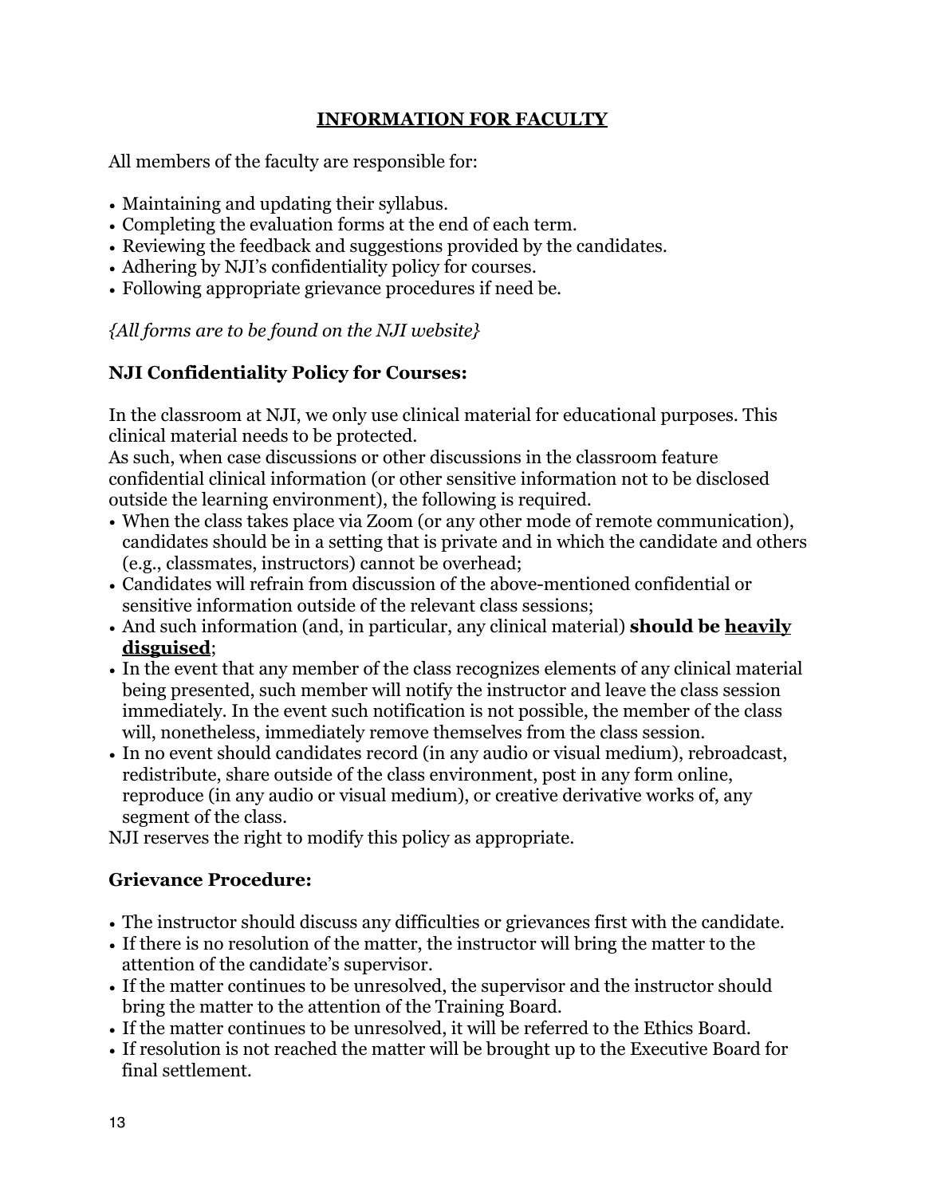## INFORMATION FOR FACULTY

All members of the faculty are responsible for:

- Maintaining and updating their syllabus.
- Completing the evaluation forms at the end of each term.
- Reviewing the feedback and suggestions provided by the candidates.
- Adhering by NJI's confidentiality policy for courses.
- Following appropriate grievance procedures if need be.

*{All forms are to be found on the NJI website}*

### NJI Confidentiality Policy for Courses:

In the classroom at NJI, we only use clinical material for educational purposes. This clinical material needs to be protected.
As such, when case discussions or other discussions in the classroom feature confidential clinical information (or other sensitive information not to be disclosed outside the learning environment), the following is required.

- When the class takes place via Zoom (or any other mode of remote communication), candidates should be in a setting that is private and in which the candidate and others (e.g., classmates, instructors) cannot be overhead;
- Candidates will refrain from discussion of the above-mentioned confidential or sensitive information outside of the relevant class sessions;
- And such information (and, in particular, any clinical material) **should be <u>heavily disguised</u>**;
- In the event that any member of the class recognizes elements of any clinical material being presented, such member will notify the instructor and leave the class session immediately. In the event such notification is not possible, the member of the class will, nonetheless, immediately remove themselves from the class session.
- In no event should candidates record (in any audio or visual medium), rebroadcast, redistribute, share outside of the class environment, post in any form online, reproduce (in any audio or visual medium), or creative derivative works of, any segment of the class.

NJI reserves the right to modify this policy as appropriate.

### Grievance Procedure:

- The instructor should discuss any difficulties or grievances first with the candidate.
- If there is no resolution of the matter, the instructor will bring the matter to the attention of the candidate's supervisor.
- If the matter continues to be unresolved, the supervisor and the instructor should bring the matter to the attention of the Training Board.
- If the matter continues to be unresolved, it will be referred to the Ethics Board.
- If resolution is not reached the matter will be brought up to the Executive Board for final settlement.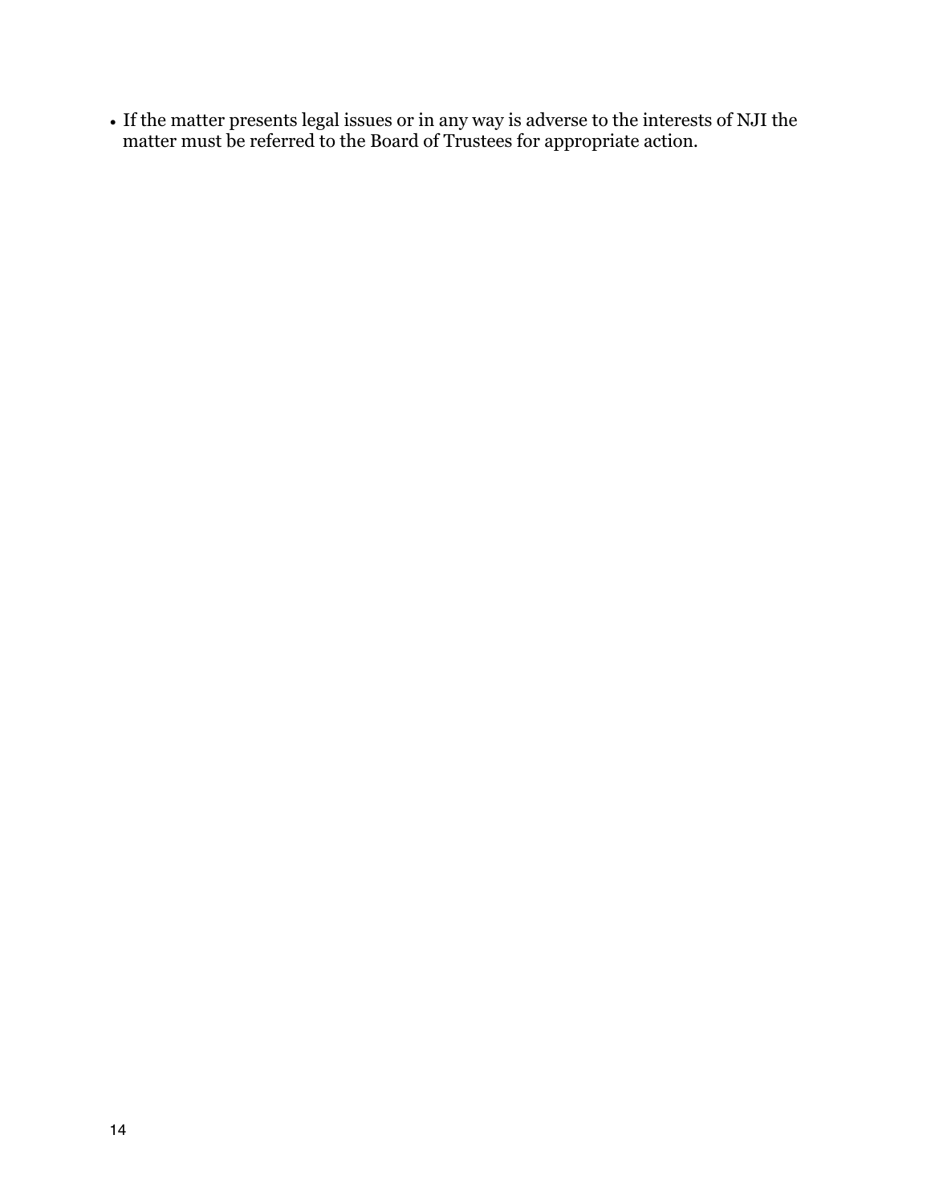- If the matter presents legal issues or in any way is adverse to the interests of NJI the matter must be referred to the Board of Trustees for appropriate action.